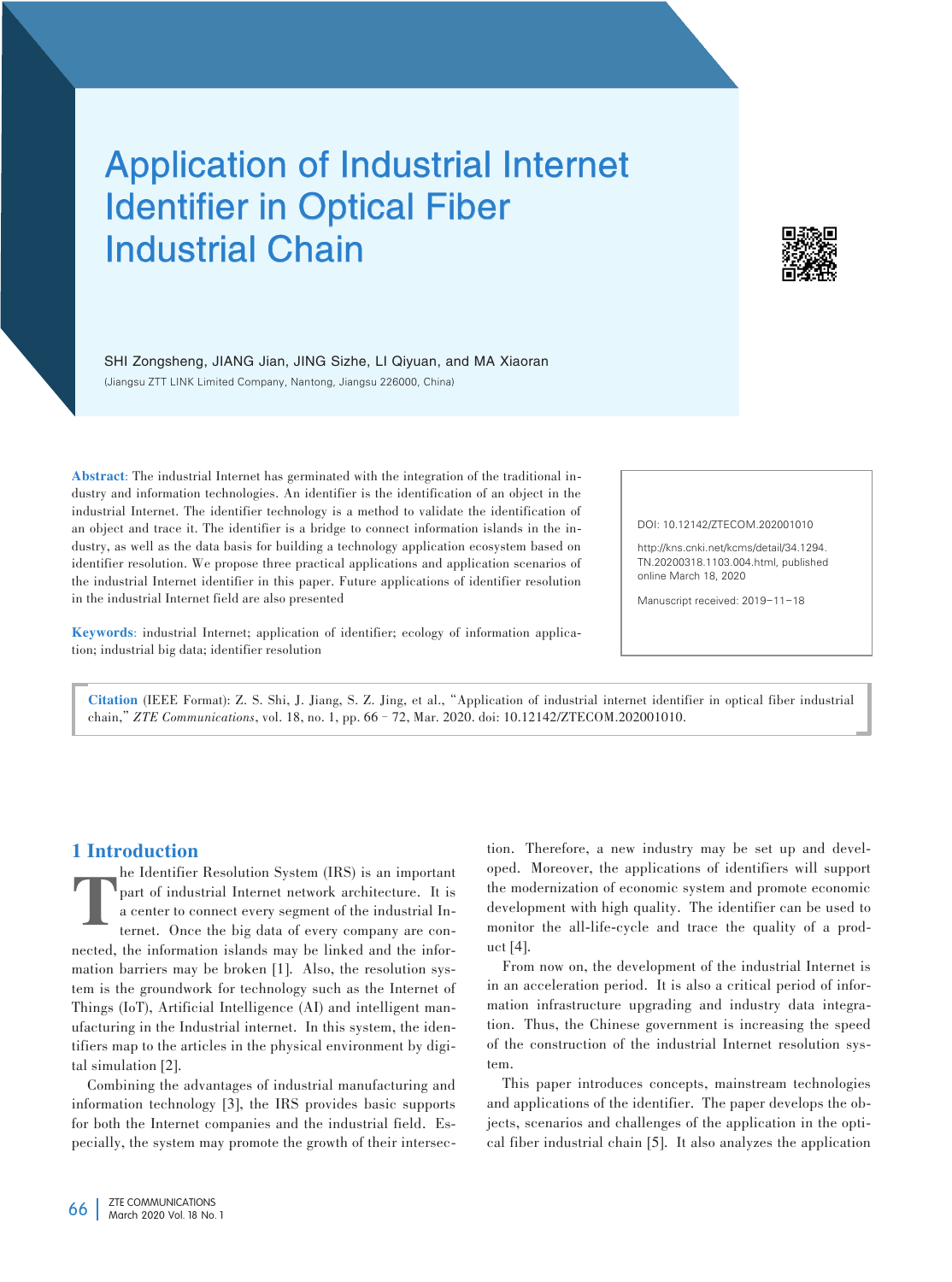# Application of Industrial Internet Identifier in Optical Fiber Industrial Chain

SHI Zongsheng, JIANG Jian, JING Sizhe, LI Qiyuan, and MA Xiaoran

(Jiangsu ZTT LINK Limited Company, Nantong, Jiangsu 226000, China)

**Abstract**: The industrial Internet has germinated with the integration of the traditional industry and information technologies. An identifier is the identification of an object in the industrial Internet. The identifier technology is a method to validate the identification of an object and trace it. The identifier is a bridge to connect information islands in the industry, as well as the data basis for building a technology application ecosystem based on identifier resolution. We propose three practical applications and application scenarios of the industrial Internet identifier in this paper. Future applications of identifier resolution in the industrial Internet field are also presented

**Keywords**: industrial Internet; application of identifier; ecology of information application; industrial big data; identifier resolution

DOI: 10.12142/ZTECOM.202001010

http://kns.cnki.net/kcms/detail/34.1294.TN.20200318.1103.004.html, published online March 18, 2020

Manuscript received: 2019-11-18

**Citation** (IEEE Format): Z. S. Shi, J. Jiang, S. Z. Jing, et al., "Application of industrial internet identifier in optical fiber industrial chain," *ZTE Communications*, vol. 18, no. 1, pp. 66–72, Mar. 2020. doi: 10.12142/ZTECOM.202001010.

## 1 Introduction

The Identifier Resolution System (IRS) is an important part of industrial Internet network architecture. It is a center to connect every segment of the industrial Internet. Once the big data of every company are connected, the information islands may be linked and the information barriers may be broken [1]. Also, the resolution system is the groundwork for technology such as the Internet of Things (IoT), Artificial Intelligence (AI) and intelligent manufacturing in the Industrial internet. In this system, the identifiers map to the articles in the physical environment by digital simulation [2].

Combining the advantages of industrial manufacturing and information technology [3], the IRS provides basic supports for both the Internet companies and the industrial field. Especially, the system may promote the growth of their intersection. Therefore, a new industry may be set up and developed. Moreover, the applications of identifiers will support the modernization of economic system and promote economic development with high quality. The identifier can be used to monitor the all-life-cycle and trace the quality of a product [4].

From now on, the development of the industrial Internet is in an acceleration period. It is also a critical period of information infrastructure upgrading and industry data integration. Thus, the Chinese government is increasing the speed of the construction of the industrial Internet resolution system.

This paper introduces concepts, mainstream technologies and applications of the identifier. The paper develops the objects, scenarios and challenges of the application in the optical fiber industrial chain [5]. It also analyzes the application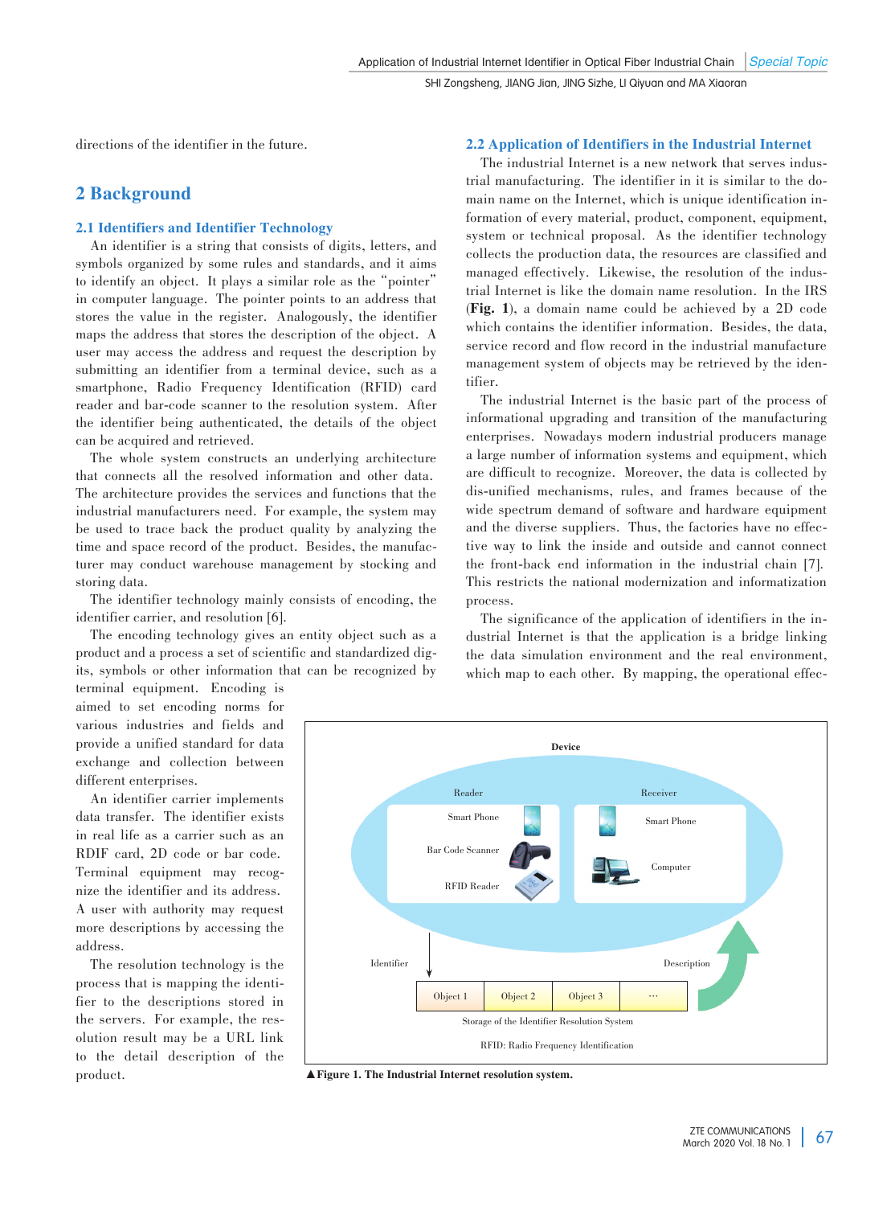directions of the identifier in the future.

## 2 Background

### 2.1 Identifiers and Identifier Technology

An identifier is a string that consists of digits, letters, and symbols organized by some rules and standards, and it aims to identify an object. It plays a similar role as the "pointer" in computer language. The pointer points to an address that stores the value in the register. Analogously, the identifier maps the address that stores the description of the object. A user may access the address and request the description by submitting an identifier from a terminal device, such as a smartphone, Radio Frequency Identification (RFID) card reader and bar-code scanner to the resolution system. After the identifier being authenticated, the details of the object can be acquired and retrieved.

The whole system constructs an underlying architecture that connects all the resolved information and other data. The architecture provides the services and functions that the industrial manufacturers need. For example, the system may be used to trace back the product quality by analyzing the time and space record of the product. Besides, the manufacturer may conduct warehouse management by stocking and storing data.

The identifier technology mainly consists of encoding, the identifier carrier, and resolution [6].

The encoding technology gives an entity object such as a product and a process a set of scientific and standardized digits, symbols or other information that can be recognized by terminal equipment. Encoding is aimed to set encoding norms for various industries and fields and provide a unified standard for data exchange and collection between different enterprises.

An identifier carrier implements data transfer. The identifier exists in real life as a carrier such as an RDIF card, 2D code or bar code. Terminal equipment may recognize the identifier and its address. A user with authority may request more descriptions by accessing the address.

The resolution technology is the process that is mapping the identifier to the descriptions stored in the servers. For example, the resolution result may be a URL link to the detail description of the product.

### 2.2 Application of Identifiers in the Industrial Internet

The industrial Internet is a new network that serves industrial manufacturing. The identifier in it is similar to the domain name on the Internet, which is unique identification information of every material, product, component, equipment, system or technical proposal. As the identifier technology collects the production data, the resources are classified and managed effectively. Likewise, the resolution of the industrial Internet is like the domain name resolution. In the IRS (**Fig. 1**), a domain name could be achieved by a 2D code which contains the identifier information. Besides, the data, service record and flow record in the industrial manufacture management system of objects may be retrieved by the identifier.

The industrial Internet is the basic part of the process of informational upgrading and transition of the manufacturing enterprises. Nowadays modern industrial producers manage a large number of information systems and equipment, which are difficult to recognize. Moreover, the data is collected by dis-unified mechanisms, rules, and frames because of the wide spectrum demand of software and hardware equipment and the diverse suppliers. Thus, the factories have no effective way to link the inside and outside and cannot connect the front-back end information in the industrial chain [7]. This restricts the national modernization and informatization process.

The significance of the application of identifiers in the industrial Internet is that the application is a bridge linking the data simulation environment and the real environment, which map to each other. By mapping, the operational effec-

Device

Reader: Smart Phone, Bar Code Scanner, RFID Reader

Receiver: Smart Phone, Computer

Identifier → Object 1 | Object 2 | Object 3 | … → Description

Storage of the Identifier Resolution System

RFID: Radio Frequency Identification

▲**Figure 1. The Industrial Internet resolution system.**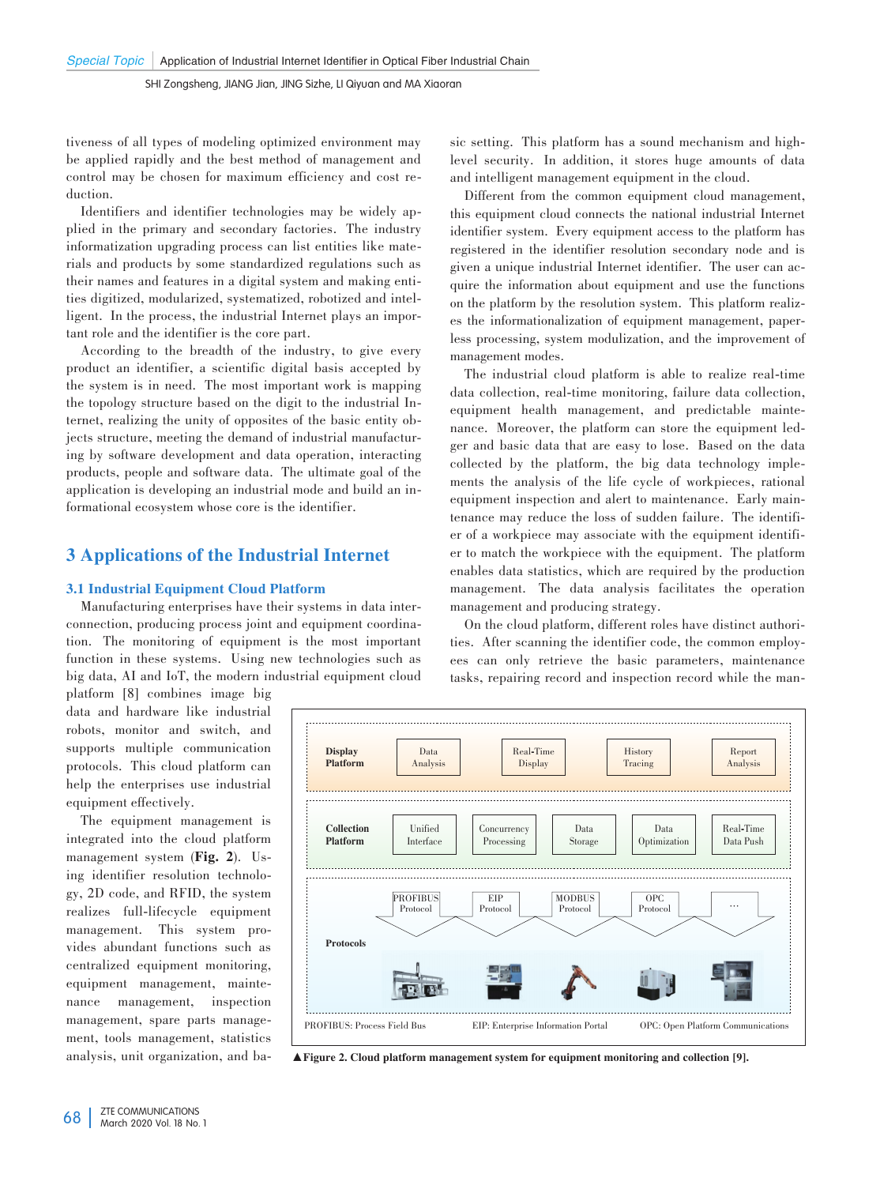tiveness of all types of modeling optimized environment may be applied rapidly and the best method of management and control may be chosen for maximum efficiency and cost reduction.

Identifiers and identifier technologies may be widely applied in the primary and secondary factories. The industry informatization upgrading process can list entities like materials and products by some standardized regulations such as their names and features in a digital system and making entities digitized, modularized, systematized, robotized and intelligent. In the process, the industrial Internet plays an important role and the identifier is the core part.

According to the breadth of the industry, to give every product an identifier, a scientific digital basis accepted by the system is in need. The most important work is mapping the topology structure based on the digit to the industrial Internet, realizing the unity of opposites of the basic entity objects structure, meeting the demand of industrial manufacturing by software development and data operation, interacting products, people and software data. The ultimate goal of the application is developing an industrial mode and build an informational ecosystem whose core is the identifier.

## 3 Applications of the Industrial Internet

### 3.1 Industrial Equipment Cloud Platform

Manufacturing enterprises have their systems in data interconnection, producing process joint and equipment coordination. The monitoring of equipment is the most important function in these systems. Using new technologies such as big data, AI and IoT, the modern industrial equipment cloud platform [8] combines image big data and hardware like industrial robots, monitor and switch, and supports multiple communication protocols. This cloud platform can help the enterprises use industrial equipment effectively.

The equipment management is integrated into the cloud platform management system (**Fig. 2**). Using identifier resolution technology, 2D code, and RFID, the system realizes full-lifecycle equipment management. This system provides abundant functions such as centralized equipment monitoring, equipment management, maintenance management, inspection management, spare parts management, tools management, statistics analysis, unit organization, and basic setting. This platform has a sound mechanism and high-level security. In addition, it stores huge amounts of data and intelligent management equipment in the cloud.

Different from the common equipment cloud management, this equipment cloud connects the national industrial Internet identifier system. Every equipment access to the platform has registered in the identifier resolution secondary node and is given a unique industrial Internet identifier. The user can acquire the information about equipment and use the functions on the platform by the resolution system. This platform realizes the informationalization of equipment management, paperless processing, system modulization, and the improvement of management modes.

The industrial cloud platform is able to realize real-time data collection, real-time monitoring, failure data collection, equipment health management, and predictable maintenance. Moreover, the platform can store the equipment ledger and basic data that are easy to lose. Based on the data collected by the platform, the big data technology implements the analysis of the life cycle of workpieces, rational equipment inspection and alert to maintenance. Early maintenance may reduce the loss of sudden failure. The identifier of a workpiece may associate with the equipment identifier to match the workpiece with the equipment. The platform enables data statistics, which are required by the production management. The data analysis facilitates the operation management and producing strategy.

On the cloud platform, different roles have distinct authorities. After scanning the identifier code, the common employees can only retrieve the basic parameters, maintenance tasks, repairing record and inspection record while the man-

Display Platform: Data Analysis | Real-Time Display | History Tracing | Report Analysis

Collection Platform: Unified Interface | Concurrency Processing | Data Storage | Data Optimization | Real-Time Data Push

Protocols: PROFIBUS Protocol | EIP Protocol | MODBUS Protocol | OPC Protocol | ...

PROFIBUS: Process Field Bus   EIP: Enterprise Information Portal   OPC: Open Platform Communications

▲**Figure 2. Cloud platform management system for equipment monitoring and collection [9].**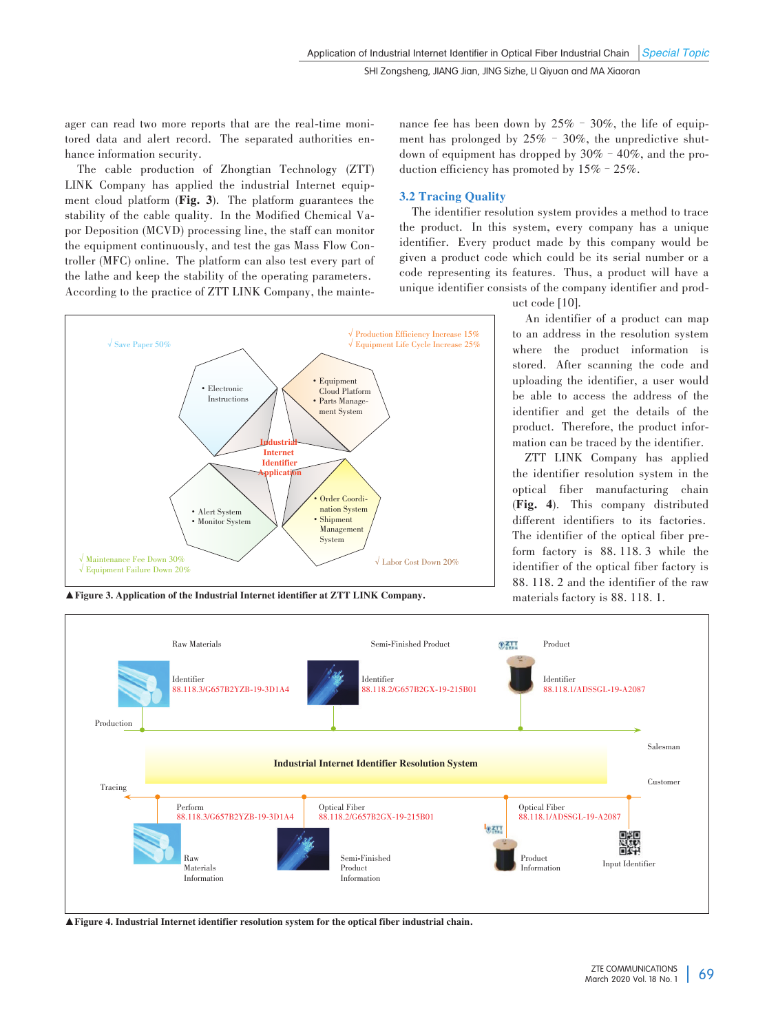ager can read two more reports that are the real-time monitored data and alert record. The separated authorities enhance information security.

The cable production of Zhongtian Technology (ZTT) LINK Company has applied the industrial Internet equipment cloud platform (**Fig. 3**). The platform guarantees the stability of the cable quality. In the Modified Chemical Vapor Deposition (MCVD) processing line, the staff can monitor the equipment continuously, and test the gas Mass Flow Controller (MFC) online. The platform can also test every part of the lathe and keep the stability of the operating parameters. According to the practice of ZTT LINK Company, the maintenance fee has been down by 25% – 30%, the life of equipment has prolonged by 25% – 30%, the unpredictive shutdown of equipment has dropped by 30% – 40%, and the production efficiency has promoted by 15% – 25%.

▲**Figure 3. Application of the Industrial Internet identifier at ZTT LINK Company.**

## 3.2 Tracing Quality

The identifier resolution system provides a method to trace the product. In this system, every company has a unique identifier. Every product made by this company would be given a product code which could be its serial number or a code representing its features. Thus, a product will have a unique identifier consists of the company identifier and product code [10].

An identifier of a product can map to an address in the resolution system where the product information is stored. After scanning the code and uploading the identifier, a user would be able to access the address of the identifier and get the details of the product. Therefore, the product information can be traced by the identifier.

ZTT LINK Company has applied the identifier resolution system in the optical fiber manufacturing chain (**Fig. 4**). This company distributed different identifiers to its factories. The identifier of the optical fiber preform factory is 88. 118. 3 while the identifier of the optical fiber factory is 88. 118. 2 and the identifier of the raw materials factory is 88. 118. 1.

▲**Figure 4. Industrial Internet identifier resolution system for the optical fiber industrial chain.**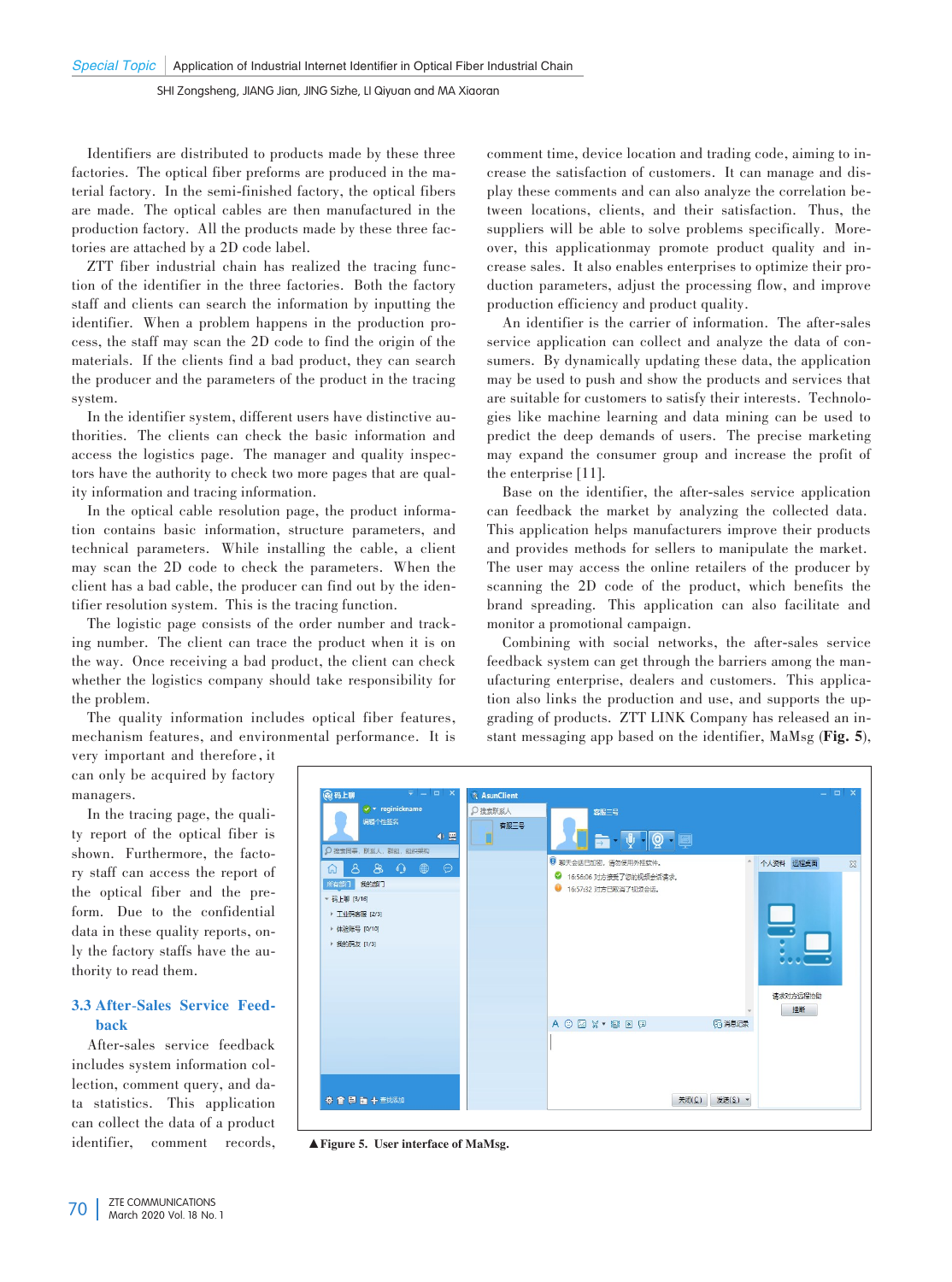Identifiers are distributed to products made by these three factories. The optical fiber preforms are produced in the material factory. In the semi-finished factory, the optical fibers are made. The optical cables are then manufactured in the production factory. All the products made by these three factories are attached by a 2D code label.

ZTT fiber industrial chain has realized the tracing function of the identifier in the three factories. Both the factory staff and clients can search the information by inputting the identifier. When a problem happens in the production process, the staff may scan the 2D code to find the origin of the materials. If the clients find a bad product, they can search the producer and the parameters of the product in the tracing system.

In the identifier system, different users have distinctive authorities. The clients can check the basic information and access the logistics page. The manager and quality inspectors have the authority to check two more pages that are quality information and tracing information.

In the optical cable resolution page, the product information contains basic information, structure parameters, and technical parameters. While installing the cable, a client may scan the 2D code to check the parameters. When the client has a bad cable, the producer can find out by the identifier resolution system. This is the tracing function.

The logistic page consists of the order number and tracking number. The client can trace the product when it is on the way. Once receiving a bad product, the client can check whether the logistics company should take responsibility for the problem.

The quality information includes optical fiber features, mechanism features, and environmental performance. It is very important and therefore, it can only be acquired by factory managers.

In the tracing page, the quality report of the optical fiber is shown. Furthermore, the factory staff can access the report of the optical fiber and the preform. Due to the confidential data in these quality reports, only the factory staffs have the authority to read them.

### 3.3 After-Sales Service Feedback

After-sales service feedback includes system information collection, comment query, and data statistics. This application can collect the data of a product identifier, comment records, comment time, device location and trading code, aiming to increase the satisfaction of customers. It can manage and display these comments and can also analyze the correlation between locations, clients, and their satisfaction. Thus, the suppliers will be able to solve problems specifically. Moreover, this applicationmay promote product quality and increase sales. It also enables enterprises to optimize their production parameters, adjust the processing flow, and improve production efficiency and product quality.

An identifier is the carrier of information. The after-sales service application can collect and analyze the data of consumers. By dynamically updating these data, the application may be used to push and show the products and services that are suitable for customers to satisfy their interests. Technologies like machine learning and data mining can be used to predict the deep demands of users. The precise marketing may expand the consumer group and increase the profit of the enterprise [11].

Base on the identifier, the after-sales service application can feedback the market by analyzing the collected data. This application helps manufacturers improve their products and provides methods for sellers to manipulate the market. The user may access the online retailers of the producer by scanning the 2D code of the product, which benefits the brand spreading. This application can also facilitate and monitor a promotional campaign.

Combining with social networks, the after-sales service feedback system can get through the barriers among the manufacturing enterprise, dealers and customers. This application also links the production and use, and supports the upgrading of products. ZTT LINK Company has released an instant messaging app based on the identifier, MaMsg (**Fig. 5**),

▲**Figure 5. User interface of MaMsg.**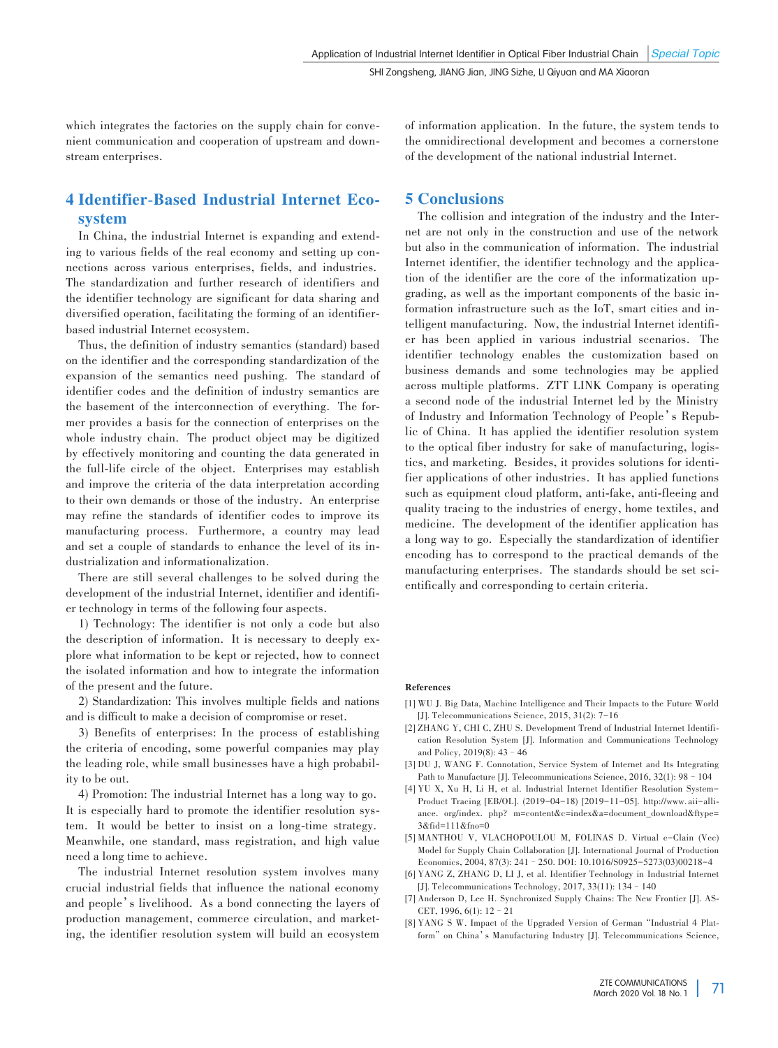which integrates the factories on the supply chain for convenient communication and cooperation of upstream and downstream enterprises.

## 4 Identifier-Based Industrial Internet Ecosystem

In China, the industrial Internet is expanding and extending to various fields of the real economy and setting up connections across various enterprises, fields, and industries. The standardization and further research of identifiers and the identifier technology are significant for data sharing and diversified operation, facilitating the forming of an identifier-based industrial Internet ecosystem.

Thus, the definition of industry semantics (standard) based on the identifier and the corresponding standardization of the expansion of the semantics need pushing. The standard of identifier codes and the definition of industry semantics are the basement of the interconnection of everything. The former provides a basis for the connection of enterprises on the whole industry chain. The product object may be digitized by effectively monitoring and counting the data generated in the full-life circle of the object. Enterprises may establish and improve the criteria of the data interpretation according to their own demands or those of the industry. An enterprise may refine the standards of identifier codes to improve its manufacturing process. Furthermore, a country may lead and set a couple of standards to enhance the level of its industrialization and informationalization.

There are still several challenges to be solved during the development of the industrial Internet, identifier and identifier technology in terms of the following four aspects.

1) Technology: The identifier is not only a code but also the description of information. It is necessary to deeply explore what information to be kept or rejected, how to connect the isolated information and how to integrate the information of the present and the future.

2) Standardization: This involves multiple fields and nations and is difficult to make a decision of compromise or reset.

3) Benefits of enterprises: In the process of establishing the criteria of encoding, some powerful companies may play the leading role, while small businesses have a high probability to be out.

4) Promotion: The industrial Internet has a long way to go. It is especially hard to promote the identifier resolution system. It would be better to insist on a long-time strategy. Meanwhile, one standard, mass registration, and high value need a long time to achieve.

The industrial Internet resolution system involves many crucial industrial fields that influence the national economy and people's livelihood. As a bond connecting the layers of production management, commerce circulation, and marketing, the identifier resolution system will build an ecosystem of information application. In the future, the system tends to the omnidirectional development and becomes a cornerstone of the development of the national industrial Internet.

## 5 Conclusions

The collision and integration of the industry and the Internet are not only in the construction and use of the network but also in the communication of information. The industrial Internet identifier, the identifier technology and the application of the identifier are the core of the informatization upgrading, as well as the important components of the basic information infrastructure such as the IoT, smart cities and intelligent manufacturing. Now, the industrial Internet identifier has been applied in various industrial scenarios. The identifier technology enables the customization based on business demands and some technologies may be applied across multiple platforms. ZTT LINK Company is operating a second node of the industrial Internet led by the Ministry of Industry and Information Technology of People's Republic of China. It has applied the identifier resolution system to the optical fiber industry for sake of manufacturing, logistics, and marketing. Besides, it provides solutions for identifier applications of other industries. It has applied functions such as equipment cloud platform, anti-fake, anti-fleeing and quality tracing to the industries of energy, home textiles, and medicine. The development of the identifier application has a long way to go. Especially the standardization of identifier encoding has to correspond to the practical demands of the manufacturing enterprises. The standards should be set scientifically and corresponding to certain criteria.

**References**

[1] WU J. Big Data, Machine Intelligence and Their Impacts to the Future World [J]. Telecommunications Science, 2015, 31(2): 7–16

[2] ZHANG Y, CHI C, ZHU S. Development Trend of Industrial Internet Identification Resolution System [J]. Information and Communications Technology and Policy, 2019(8): 43–46

[3] DU J, WANG F. Connotation, Service System of Internet and Its Integrating Path to Manufacture [J]. Telecommunications Science, 2016, 32(1): 98–104

[4] YU X, Xu H, Li H, et al. Industrial Internet Identifier Resolution System–Product Tracing [EB/OL]. (2019-04-18) [2019-11-05]. http://www.aii-alliance.org/index.php?m=content&c=index&a=document_download&ftype=3&fid=111&fno=0

[5] MANTHOU V, VLACHOPOULOU M, FOLINAS D. Virtual e-Clain (Vec) Model for Supply Chain Collaboration [J]. International Journal of Production Economics, 2004, 87(3): 241–250. DOI: 10.1016/S0925-5273(03)00218-4

[6] YANG Z, ZHANG D, LI J, et al. Identifier Technology in Industrial Internet [J]. Telecommunications Technology, 2017, 33(11): 134–140

[7] Anderson D, Lee H. Synchronized Supply Chains: The New Frontier [J]. ASCET, 1996, 6(1): 12–21

[8] YANG S W. Impact of the Upgraded Version of German "Industrial 4 Platform" on China's Manufacturing Industry [J]. Telecommunications Science,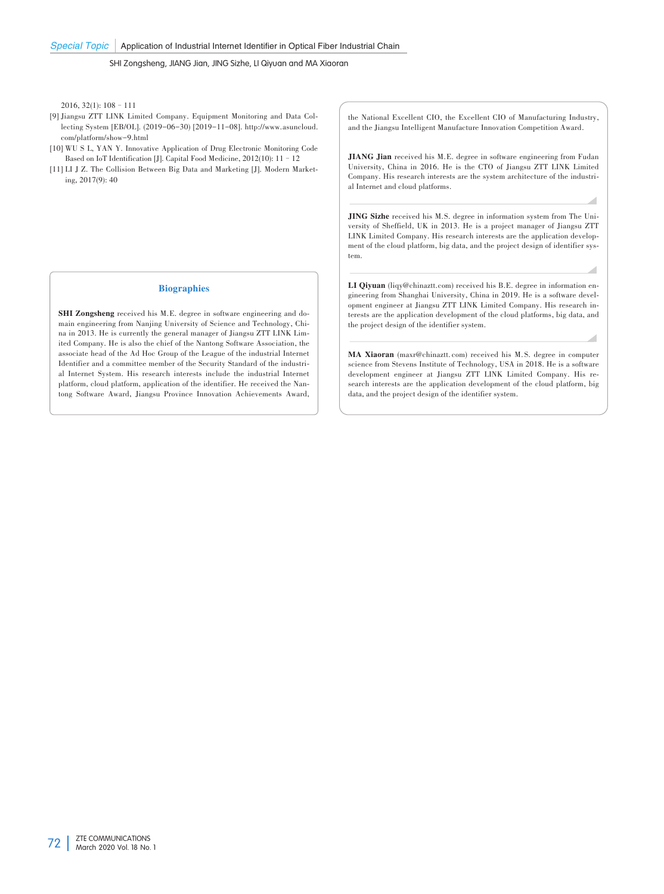2016, 32(1): 108 – 111

[9] Jiangsu ZTT LINK Limited Company. Equipment Monitoring and Data Collecting System [EB/OL]. (2019-06-30) [2019-11-08]. http://www.asuncloud.com/platform/show-9.html

[10] WU S L, YAN Y. Innovative Application of Drug Electronic Monitoring Code Based on IoT Identification [J]. Capital Food Medicine, 2012(10): 11 – 12

[11] LI J Z. The Collision Between Big Data and Marketing [J]. Modern Marketing, 2017(9): 40

## Biographies

**SHI Zongsheng** received his M.E. degree in software engineering and domain engineering from Nanjing University of Science and Technology, China in 2013. He is currently the general manager of Jiangsu ZTT LINK Limited Company. He is also the chief of the Nantong Software Association, the associate head of the Ad Hoc Group of the League of the industrial Internet Identifier and a committee member of the Security Standard of the industrial Internet System. His research interests include the industrial Internet platform, cloud platform, application of the identifier. He received the Nantong Software Award, Jiangsu Province Innovation Achievements Award, the National Excellent CIO, the Excellent CIO of Manufacturing Industry, and the Jiangsu Intelligent Manufacture Innovation Competition Award.

**JIANG Jian** received his M.E. degree in software engineering from Fudan University, China in 2016. He is the CTO of Jiangsu ZTT LINK Limited Company. His research interests are the system architecture of the industrial Internet and cloud platforms.

**JING Sizhe** received his M.S. degree in information system from The University of Sheffield, UK in 2013. He is a project manager of Jiangsu ZTT LINK Limited Company. His research interests are the application development of the cloud platform, big data, and the project design of identifier system.

**LI Qiyuan** (liqy@chinaztt.com) received his B.E. degree in information engineering from Shanghai University, China in 2019. He is a software development engineer at Jiangsu ZTT LINK Limited Company. His research interests are the application development of the cloud platforms, big data, and the project design of the identifier system.

**MA Xiaoran** (maxr@chinaztt.com) received his M.S. degree in computer science from Stevens Institute of Technology, USA in 2018. He is a software development engineer at Jiangsu ZTT LINK Limited Company. His research interests are the application development of the cloud platform, big data, and the project design of the identifier system.